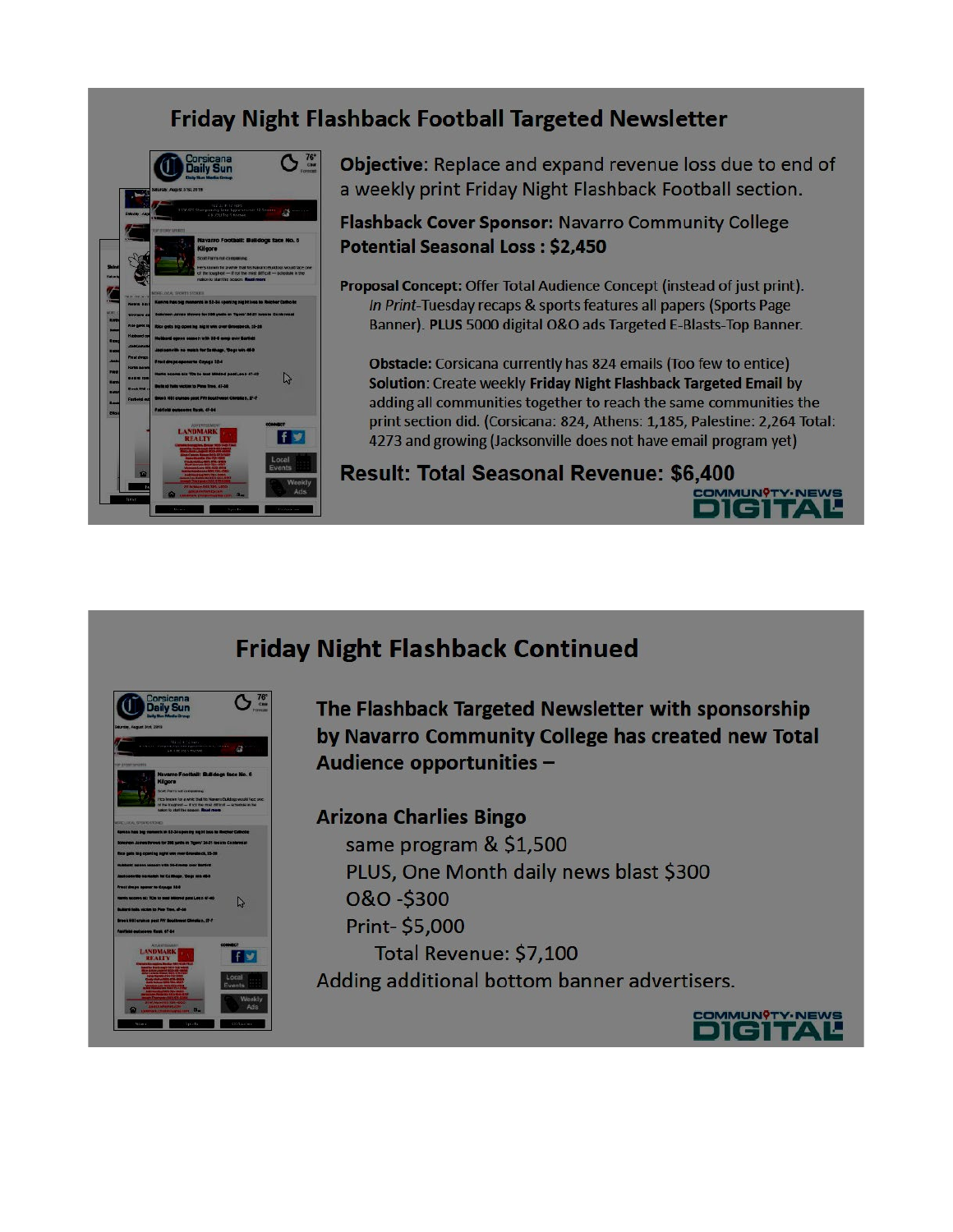## Friday Night Flashback Football Targeted Newsletter

**Objective**: Replace and expand revenue loss due to end of a weekly print Friday Night Flashback Football section.

**Flashback Cover Sponsor:** Navarro Community College
**Potential Seasonal Loss : $2,450**

**Proposal Concept:** Offer Total Audience Concept (instead of just print).
*In Print*-Tuesday recaps & sports features all papers (Sports Page Banner). **PLUS** 5000 digital O&O ads Targeted E-Blasts-Top Banner.

**Obstacle:** Corsicana currently has 824 emails (Too few to entice)
**Solution**: Create weekly **Friday Night Flashback Targeted Email** by adding all communities together to reach the same communities the print section did. (Corsicana: 824, Athens: 1,185, Palestine: 2,264 Total: 4273 and growing (Jacksonville does not have email program yet)

**Result: Total Seasonal Revenue: $6,400**

COMMUNITY NEWS DIGITAL

## Friday Night Flashback Continued

**The Flashback Targeted Newsletter with sponsorship by Navarro Community College has created new Total Audience opportunities –**

**Arizona Charlies Bingo**

same program & $1,500
PLUS, One Month daily news blast $300
O&O -$300
Print- $5,000
Total Revenue: $7,100

Adding additional bottom banner advertisers.

COMMUNITY NEWS DIGITAL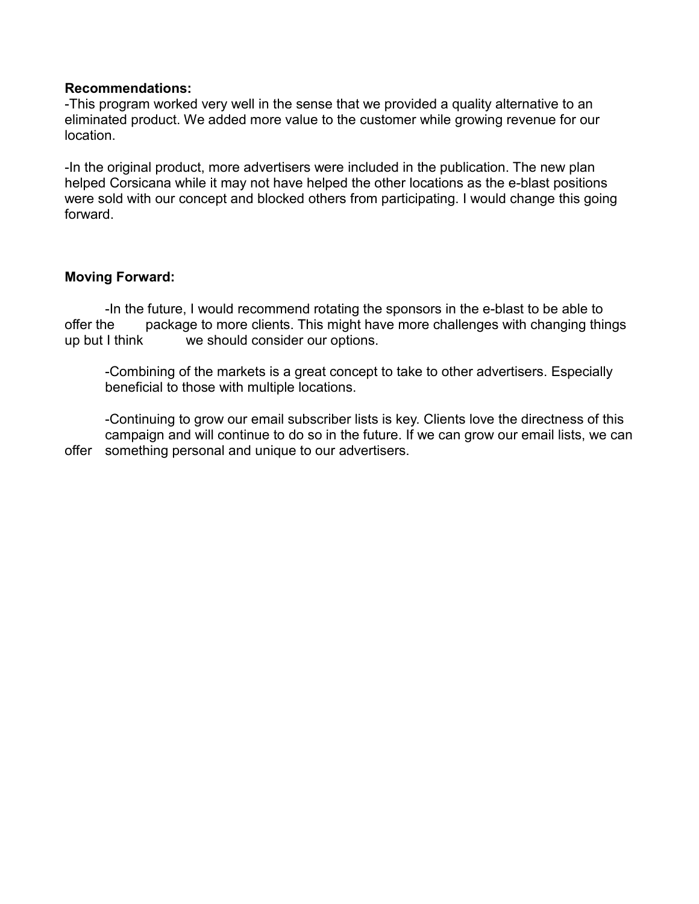**Recommendations:**

-This program worked very well in the sense that we provided a quality alternative to an eliminated product. We added more value to the customer while growing revenue for our location.

-In the original product, more advertisers were included in the publication. The new plan helped Corsicana while it may not have helped the other locations as the e-blast positions were sold with our concept and blocked others from participating. I would change this going forward.

**Moving Forward:**

-In the future, I would recommend rotating the sponsors in the e-blast to be able to offer the package to more clients. This might have more challenges with changing things up but I think we should consider our options.

-Combining of the markets is a great concept to take to other advertisers. Especially beneficial to those with multiple locations.

-Continuing to grow our email subscriber lists is key. Clients love the directness of this campaign and will continue to do so in the future. If we can grow our email lists, we can offer something personal and unique to our advertisers.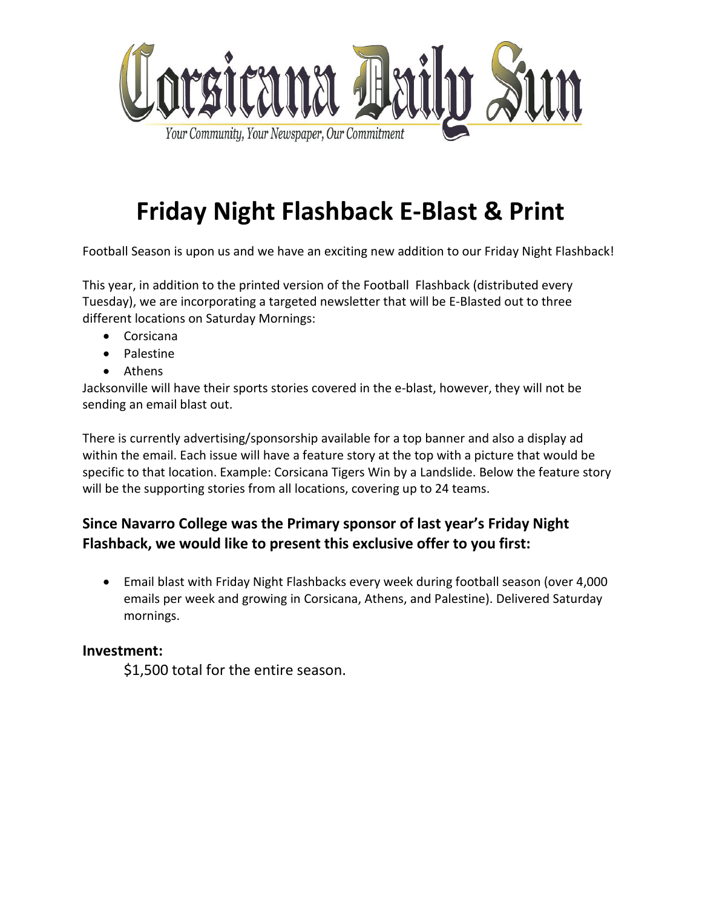Corsicana Daily Sun

*Your Community, Your Newspaper, Our Commitment*

# Friday Night Flashback E-Blast & Print

Football Season is upon us and we have an exciting new addition to our Friday Night Flashback!

This year, in addition to the printed version of the Football Flashback (distributed every Tuesday), we are incorporating a targeted newsletter that will be E-Blasted out to three different locations on Saturday Mornings:

- Corsicana
- Palestine
- Athens

Jacksonville will have their sports stories covered in the e-blast, however, they will not be sending an email blast out.

There is currently advertising/sponsorship available for a top banner and also a display ad within the email. Each issue will have a feature story at the top with a picture that would be specific to that location. Example: Corsicana Tigers Win by a Landslide. Below the feature story will be the supporting stories from all locations, covering up to 24 teams.

### Since Navarro College was the Primary sponsor of last year's Friday Night Flashback, we would like to present this exclusive offer to you first:

- Email blast with Friday Night Flashbacks every week during football season (over 4,000 emails per week and growing in Corsicana, Athens, and Palestine). Delivered Saturday mornings.

### Investment:

$1,500 total for the entire season.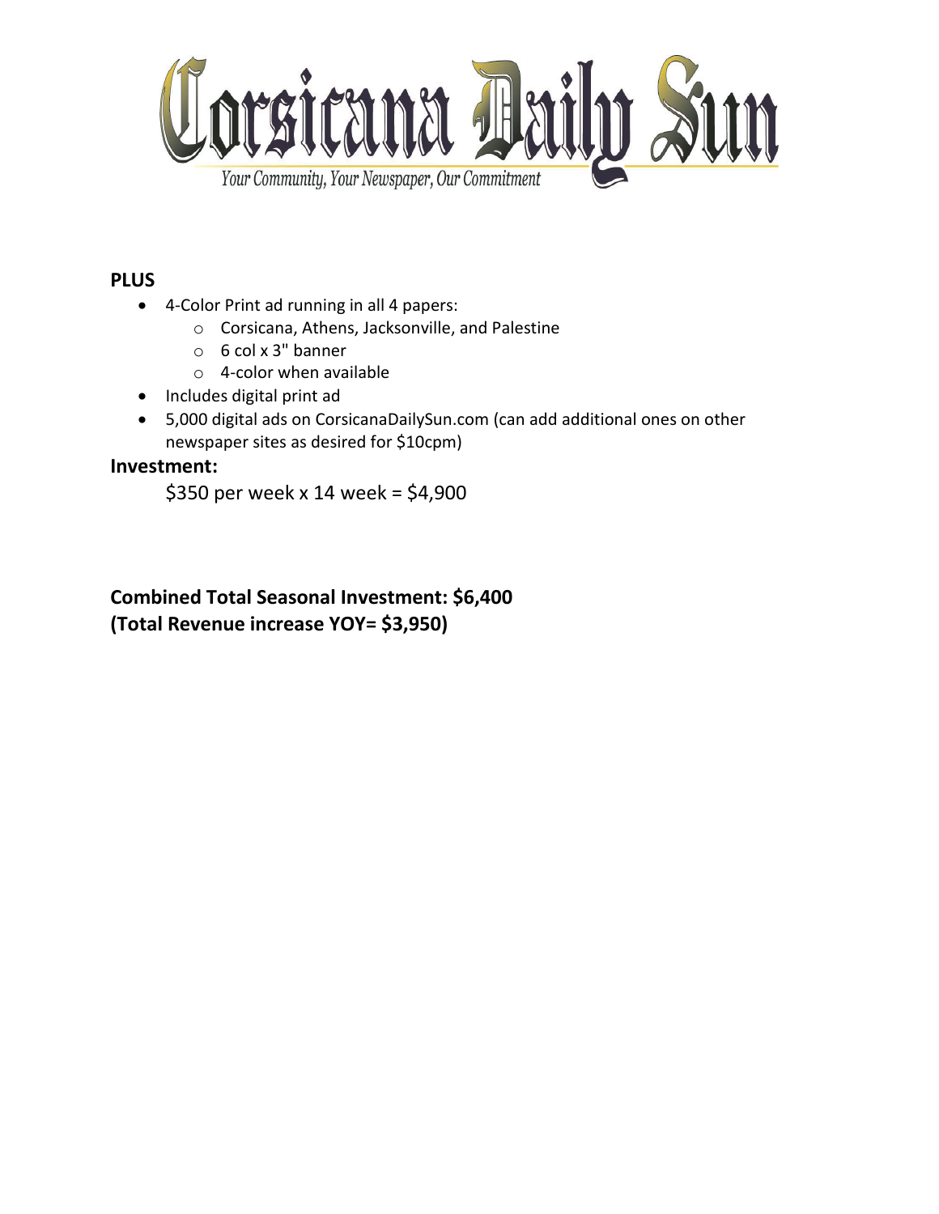# Corsicana Daily Sun

*Your Community, Your Newspaper, Our Commitment*

## PLUS

- 4-Color Print ad running in all 4 papers:
  - Corsicana, Athens, Jacksonville, and Palestine
  - 6 col x 3" banner
  - 4-color when available
- Includes digital print ad
- 5,000 digital ads on CorsicanaDailySun.com (can add additional ones on other newspaper sites as desired for $10cpm)

### Investment:

$350 per week x 14 week = $4,900

**Combined Total Seasonal Investment: $6,400**
**(Total Revenue increase YOY= $3,950)**